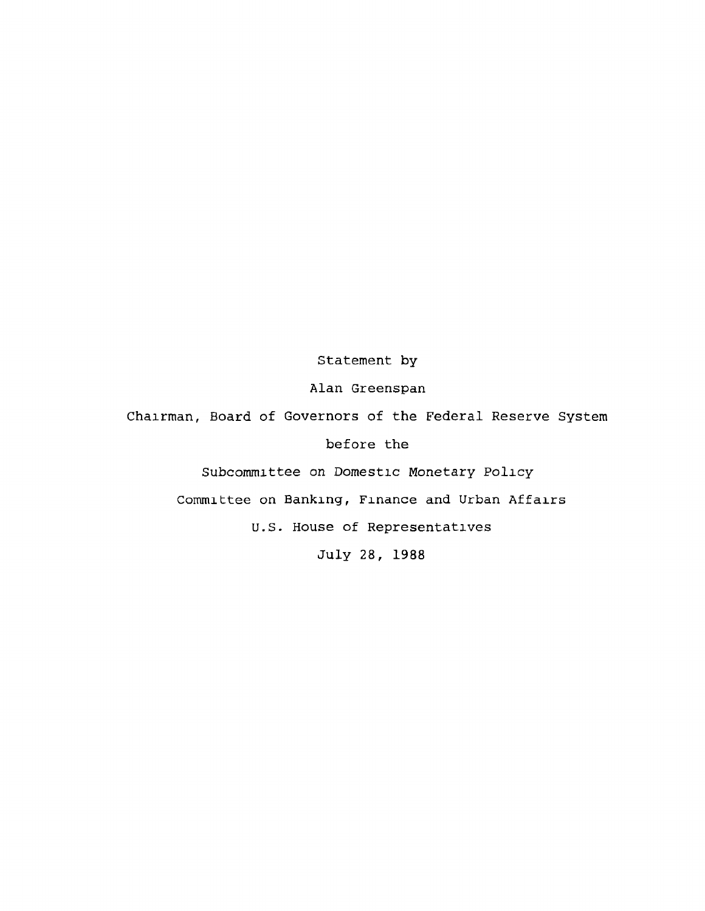Statement by

Alan Greenspan

Chairman, Board of Governors of the Federal Reserve System

before the

Subcommittee on Domestic Monetary Policy

Committee on Banking, Finance and Urban Affairs

U.S. House of Representatives

July 28, 1988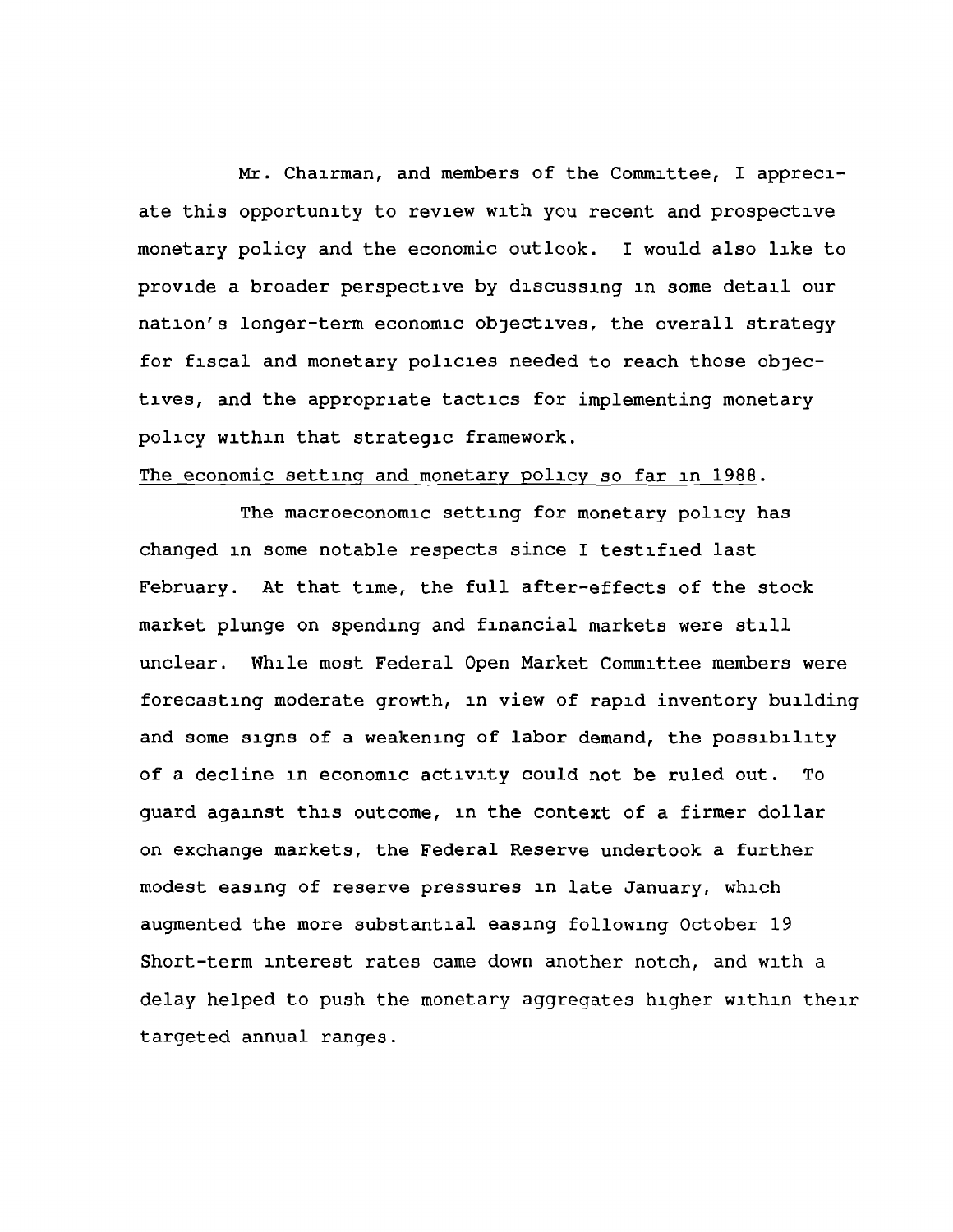Mr. Chairman, and members of the Committee, I appreciate this opportunity to review with you recent and prospective monetary policy and the economic outlook. I would also like to provide a broader perspective by discussing in some detail our nation's longer-term economic objectives, the overall strategy for fiscal and monetary policies needed to reach those objectives, and the appropriate tactics for implementing monetary policy within that strategic framework.

<u>The economic setting and monetary policy so far in 1988</u>.

The macroeconomic setting for monetary policy has changed in some notable respects since I testified last February. At that time, the full after-effects of the stock market plunge on spending and financial markets were still unclear. While most Federal Open Market Committee members were forecasting moderate growth, in view of rapid inventory building and some signs of a weakening of labor demand, the possibility of a decline in economic activity could not be ruled out. To guard against this outcome, in the context of a firmer dollar on exchange markets, the Federal Reserve undertook a further modest easing of reserve pressures in late January, which augmented the more substantial easing following October 19 Short-term interest rates came down another notch, and with a delay helped to push the monetary aggregates higher within their targeted annual ranges.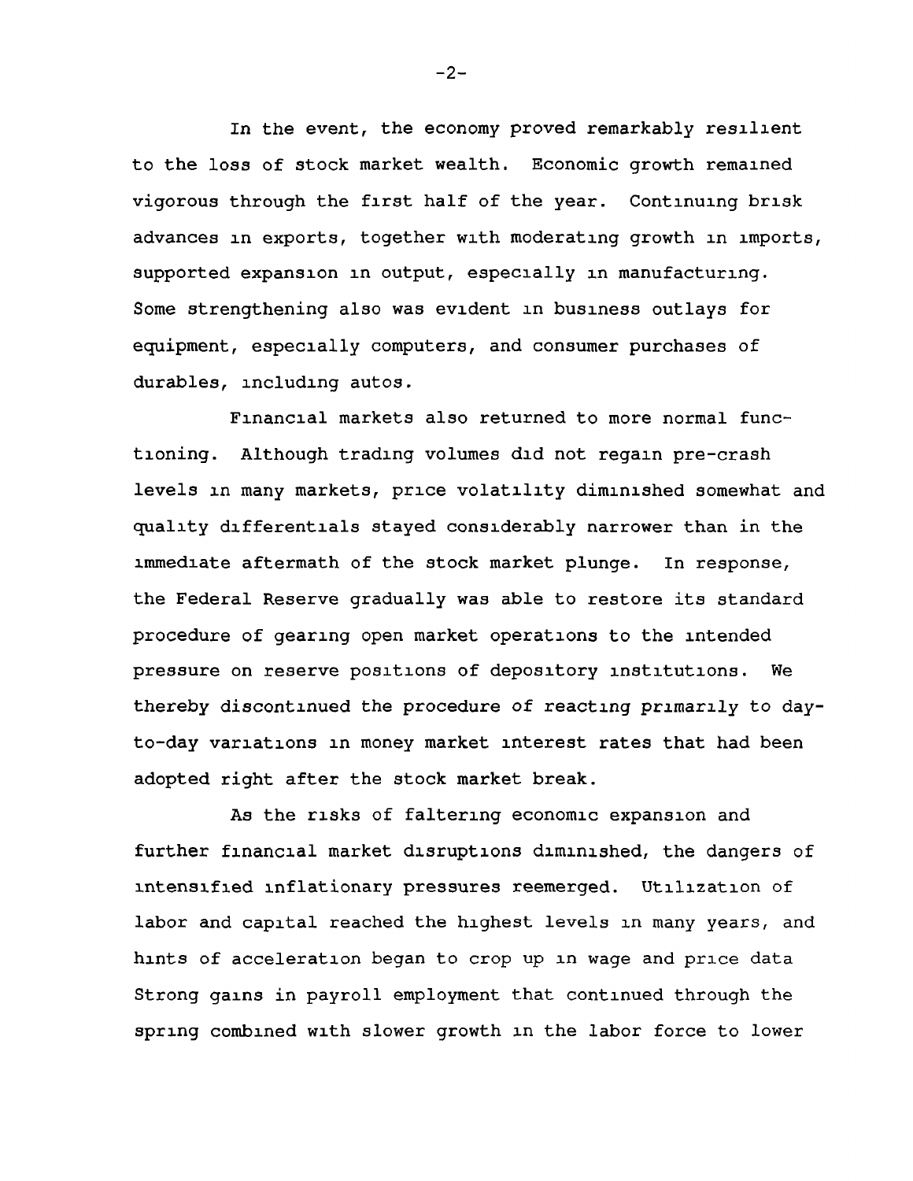In the event, the economy proved remarkably resilient to the loss of stock market wealth. Economic growth remained vigorous through the first half of the year. Continuing brisk advances in exports, together with moderating growth in imports, supported expansion in output, especially in manufacturing. Some strengthening also was evident in business outlays for equipment, especially computers, and consumer purchases of durables, including autos.

Financial markets also returned to more normal functioning. Although trading volumes did not regain pre-crash levels in many markets, price volatility diminished somewhat and quality differentials stayed considerably narrower than in the immediate aftermath of the stock market plunge. In response, the Federal Reserve gradually was able to restore its standard procedure of gearing open market operations to the intended pressure on reserve positions of depository institutions. We thereby discontinued the procedure of reacting primarily to day-to-day variations in money market interest rates that had been adopted right after the stock market break.

As the risks of faltering economic expansion and further financial market disruptions diminished, the dangers of intensified inflationary pressures reemerged. Utilization of labor and capital reached the highest levels in many years, and hints of acceleration began to crop up in wage and price data Strong gains in payroll employment that continued through the spring combined with slower growth in the labor force to lower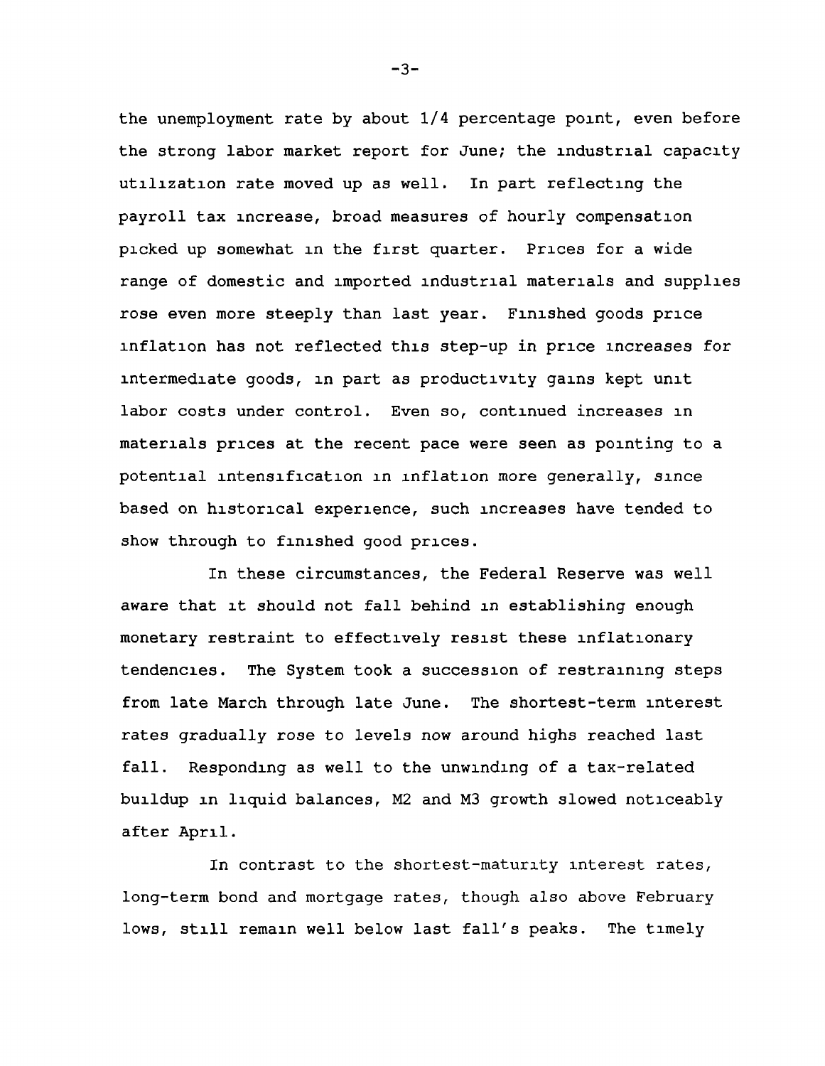the unemployment rate by about 1/4 percentage point, even before the strong labor market report for June; the industrial capacity utilization rate moved up as well. In part reflecting the payroll tax increase, broad measures of hourly compensation picked up somewhat in the first quarter. Prices for a wide range of domestic and imported industrial materials and supplies rose even more steeply than last year. Finished goods price inflation has not reflected this step-up in price increases for intermediate goods, in part as productivity gains kept unit labor costs under control. Even so, continued increases in materials prices at the recent pace were seen as pointing to a potential intensification in inflation more generally, since based on historical experience, such increases have tended to show through to finished good prices.

In these circumstances, the Federal Reserve was well aware that it should not fall behind in establishing enough monetary restraint to effectively resist these inflationary tendencies. The System took a succession of restraining steps from late March through late June. The shortest-term interest rates gradually rose to levels now around highs reached last fall. Responding as well to the unwinding of a tax-related buildup in liquid balances, M2 and M3 growth slowed noticeably after April.

In contrast to the shortest-maturity interest rates, long-term bond and mortgage rates, though also above February lows, still remain well below last fall's peaks. The timely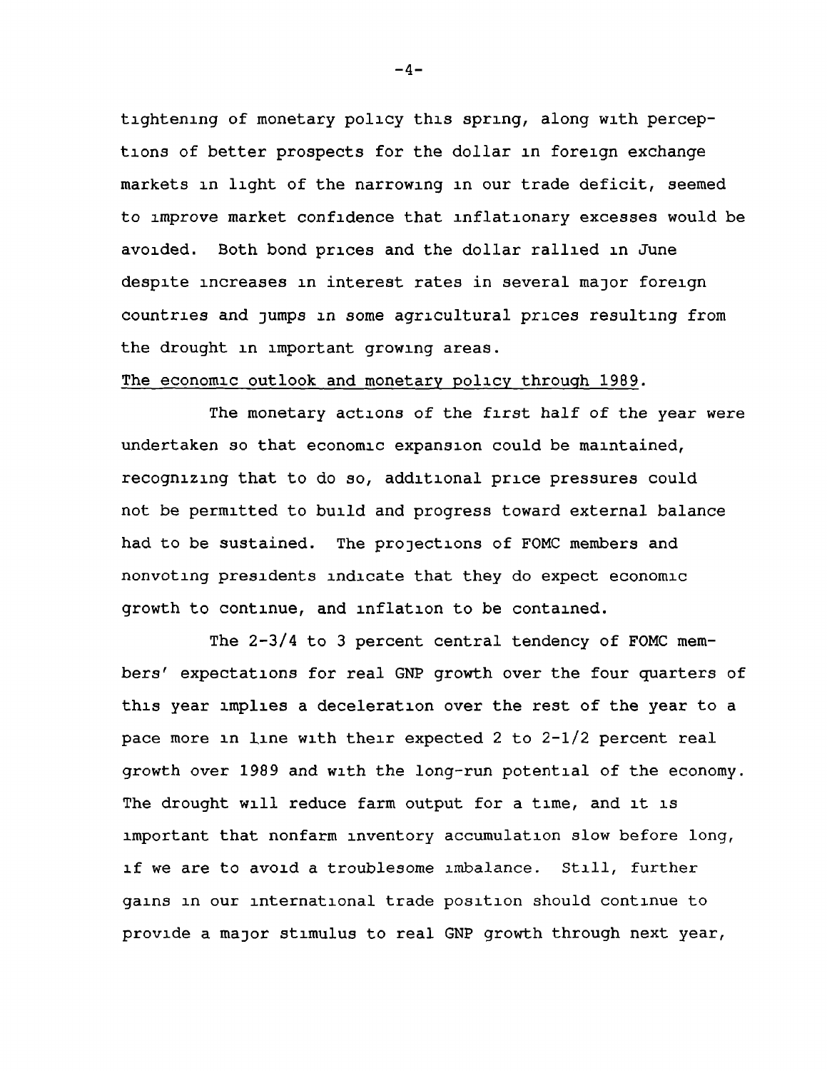tightening of monetary policy this spring, along with perceptions of better prospects for the dollar in foreign exchange markets in light of the narrowing in our trade deficit, seemed to improve market confidence that inflationary excesses would be avoided. Both bond prices and the dollar rallied in June despite increases in interest rates in several major foreign countries and jumps in some agricultural prices resulting from the drought in important growing areas.

The economic outlook and monetary policy through 1989.

The monetary actions of the first half of the year were undertaken so that economic expansion could be maintained, recognizing that to do so, additional price pressures could not be permitted to build and progress toward external balance had to be sustained. The projections of FOMC members and nonvoting presidents indicate that they do expect economic growth to continue, and inflation to be contained.

The 2-3/4 to 3 percent central tendency of FOMC members' expectations for real GNP growth over the four quarters of this year implies a deceleration over the rest of the year to a pace more in line with their expected 2 to 2-1/2 percent real growth over 1989 and with the long-run potential of the economy. The drought will reduce farm output for a time, and it is important that nonfarm inventory accumulation slow before long, if we are to avoid a troublesome imbalance. Still, further gains in our international trade position should continue to provide a major stimulus to real GNP growth through next year,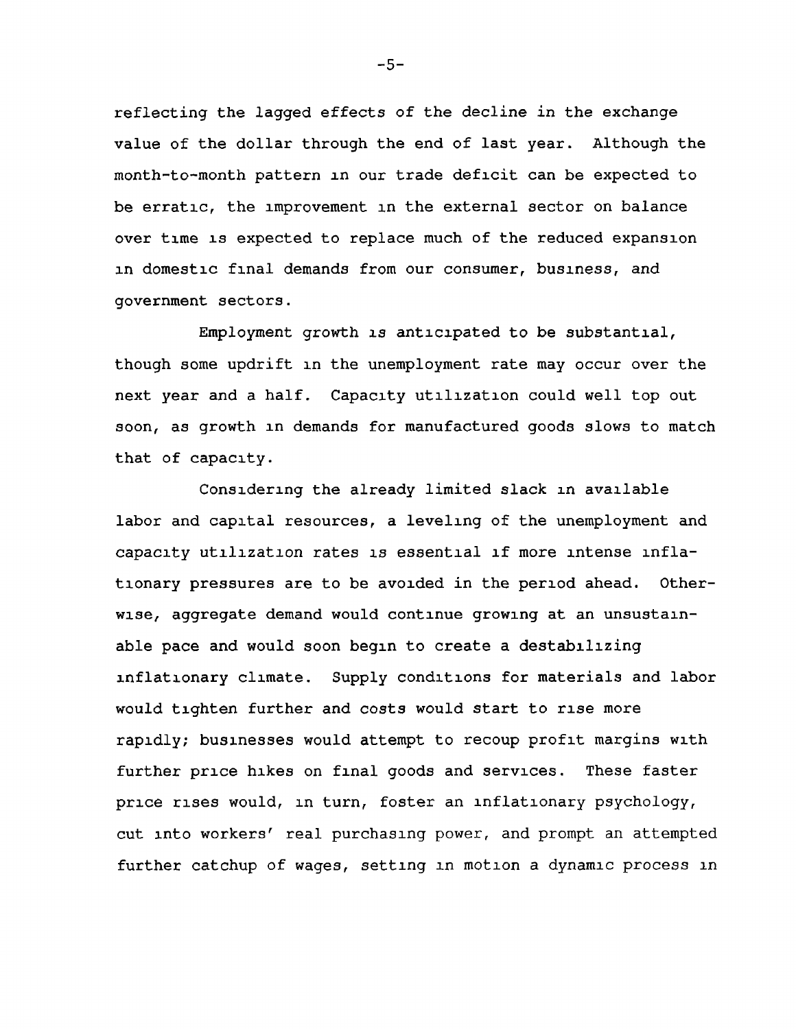reflecting the lagged effects of the decline in the exchange value of the dollar through the end of last year. Although the month-to-month pattern in our trade deficit can be expected to be erratic, the improvement in the external sector on balance over time is expected to replace much of the reduced expansion in domestic final demands from our consumer, business, and government sectors.

Employment growth is anticipated to be substantial, though some updrift in the unemployment rate may occur over the next year and a half. Capacity utilization could well top out soon, as growth in demands for manufactured goods slows to match that of capacity.

Considering the already limited slack in available labor and capital resources, a leveling of the unemployment and capacity utilization rates is essential if more intense inflationary pressures are to be avoided in the period ahead. Otherwise, aggregate demand would continue growing at an unsustainable pace and would soon begin to create a destabilizing inflationary climate. Supply conditions for materials and labor would tighten further and costs would start to rise more rapidly; businesses would attempt to recoup profit margins with further price hikes on final goods and services. These faster price rises would, in turn, foster an inflationary psychology, cut into workers' real purchasing power, and prompt an attempted further catchup of wages, setting in motion a dynamic process in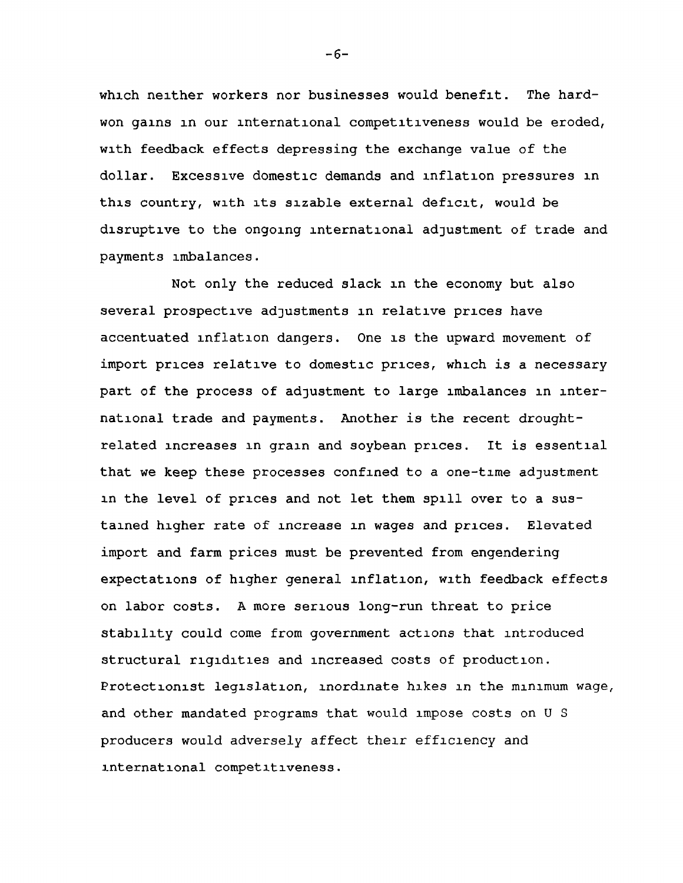which neither workers nor businesses would benefit. The hard-won gains in our international competitiveness would be eroded, with feedback effects depressing the exchange value of the dollar. Excessive domestic demands and inflation pressures in this country, with its sizable external deficit, would be disruptive to the ongoing international adjustment of trade and payments imbalances.

Not only the reduced slack in the economy but also several prospective adjustments in relative prices have accentuated inflation dangers. One is the upward movement of import prices relative to domestic prices, which is a necessary part of the process of adjustment to large imbalances in international trade and payments. Another is the recent drought-related increases in grain and soybean prices. It is essential that we keep these processes confined to a one-time adjustment in the level of prices and not let them spill over to a sustained higher rate of increase in wages and prices. Elevated import and farm prices must be prevented from engendering expectations of higher general inflation, with feedback effects on labor costs. A more serious long-run threat to price stability could come from government actions that introduced structural rigidities and increased costs of production. Protectionist legislation, inordinate hikes in the minimum wage, and other mandated programs that would impose costs on U S producers would adversely affect their efficiency and international competitiveness.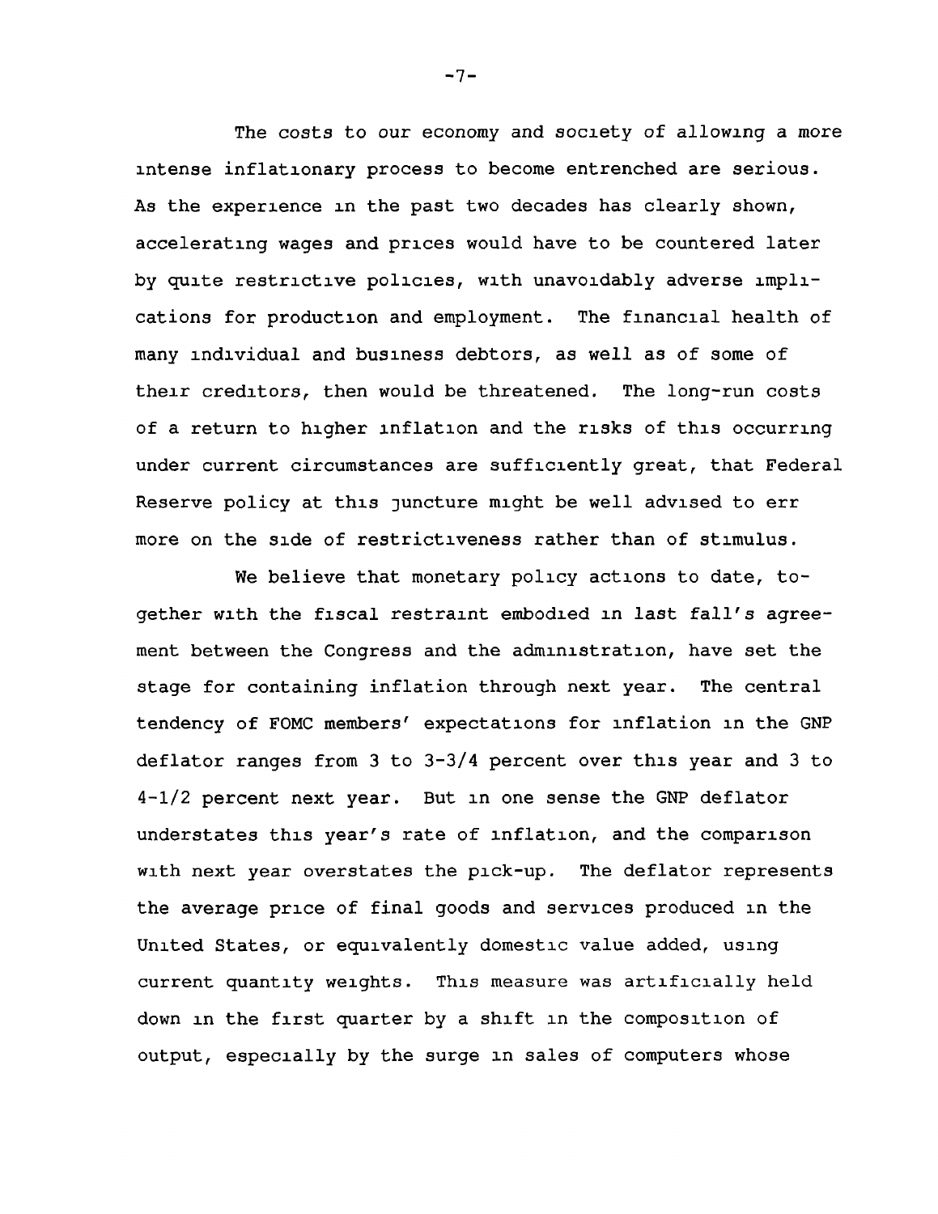The costs to our economy and society of allowing a more intense inflationary process to become entrenched are serious. As the experience in the past two decades has clearly shown, accelerating wages and prices would have to be countered later by quite restrictive policies, with unavoidably adverse implications for production and employment. The financial health of many individual and business debtors, as well as of some of their creditors, then would be threatened. The long-run costs of a return to higher inflation and the risks of this occurring under current circumstances are sufficiently great, that Federal Reserve policy at this juncture might be well advised to err more on the side of restrictiveness rather than of stimulus.

We believe that monetary policy actions to date, together with the fiscal restraint embodied in last fall's agreement between the Congress and the administration, have set the stage for containing inflation through next year. The central tendency of FOMC members' expectations for inflation in the GNP deflator ranges from 3 to 3-3/4 percent over this year and 3 to 4-1/2 percent next year. But in one sense the GNP deflator understates this year's rate of inflation, and the comparison with next year overstates the pick-up. The deflator represents the average price of final goods and services produced in the United States, or equivalently domestic value added, using current quantity weights. This measure was artificially held down in the first quarter by a shift in the composition of output, especially by the surge in sales of computers whose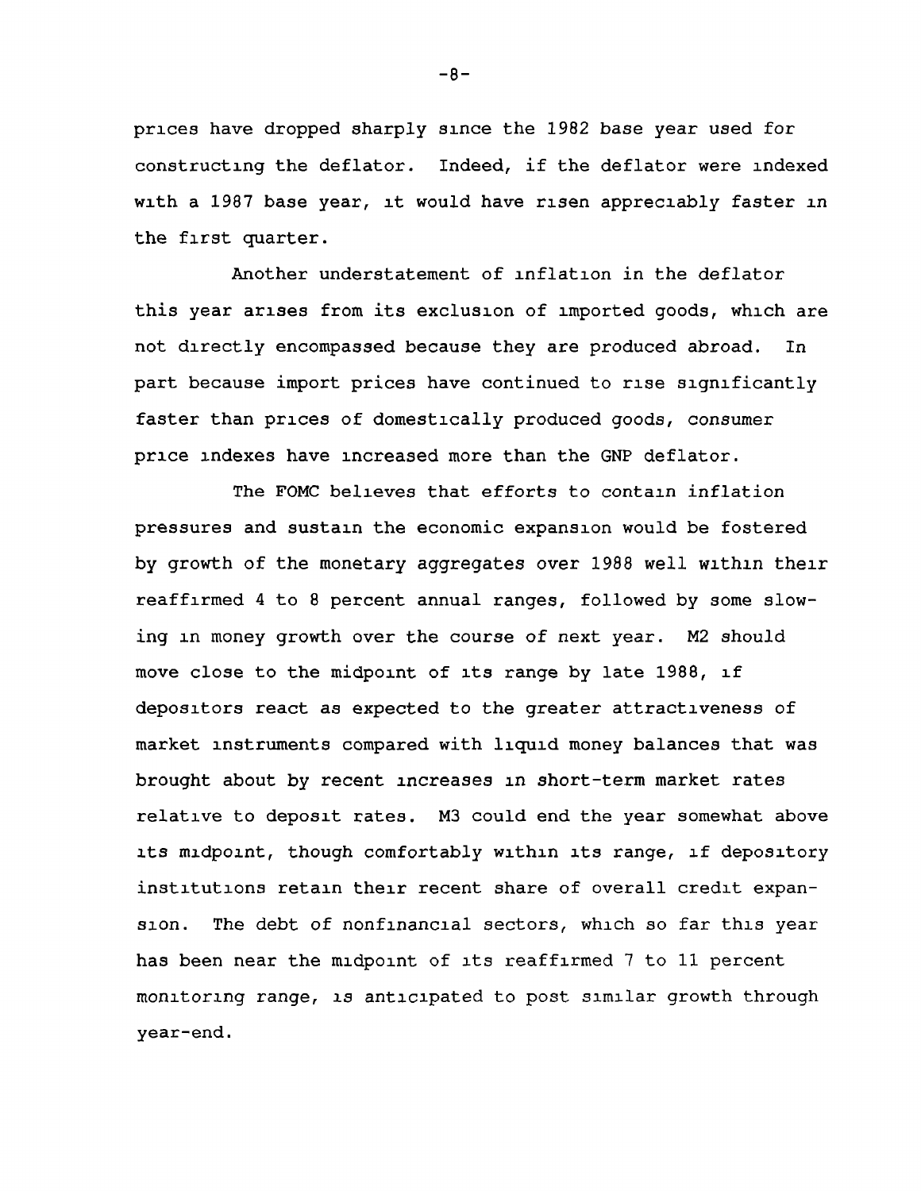prices have dropped sharply since the 1982 base year used for constructing the deflator. Indeed, if the deflator were indexed with a 1987 base year, it would have risen appreciably faster in the first quarter.

Another understatement of inflation in the deflator this year arises from its exclusion of imported goods, which are not directly encompassed because they are produced abroad. In part because import prices have continued to rise significantly faster than prices of domestically produced goods, consumer price indexes have increased more than the GNP deflator.

The FOMC believes that efforts to contain inflation pressures and sustain the economic expansion would be fostered by growth of the monetary aggregates over 1988 well within their reaffirmed 4 to 8 percent annual ranges, followed by some slowing in money growth over the course of next year. M2 should move close to the midpoint of its range by late 1988, if depositors react as expected to the greater attractiveness of market instruments compared with liquid money balances that was brought about by recent increases in short-term market rates relative to deposit rates. M3 could end the year somewhat above its midpoint, though comfortably within its range, if depository institutions retain their recent share of overall credit expansion. The debt of nonfinancial sectors, which so far this year has been near the midpoint of its reaffirmed 7 to 11 percent monitoring range, is anticipated to post similar growth through year-end.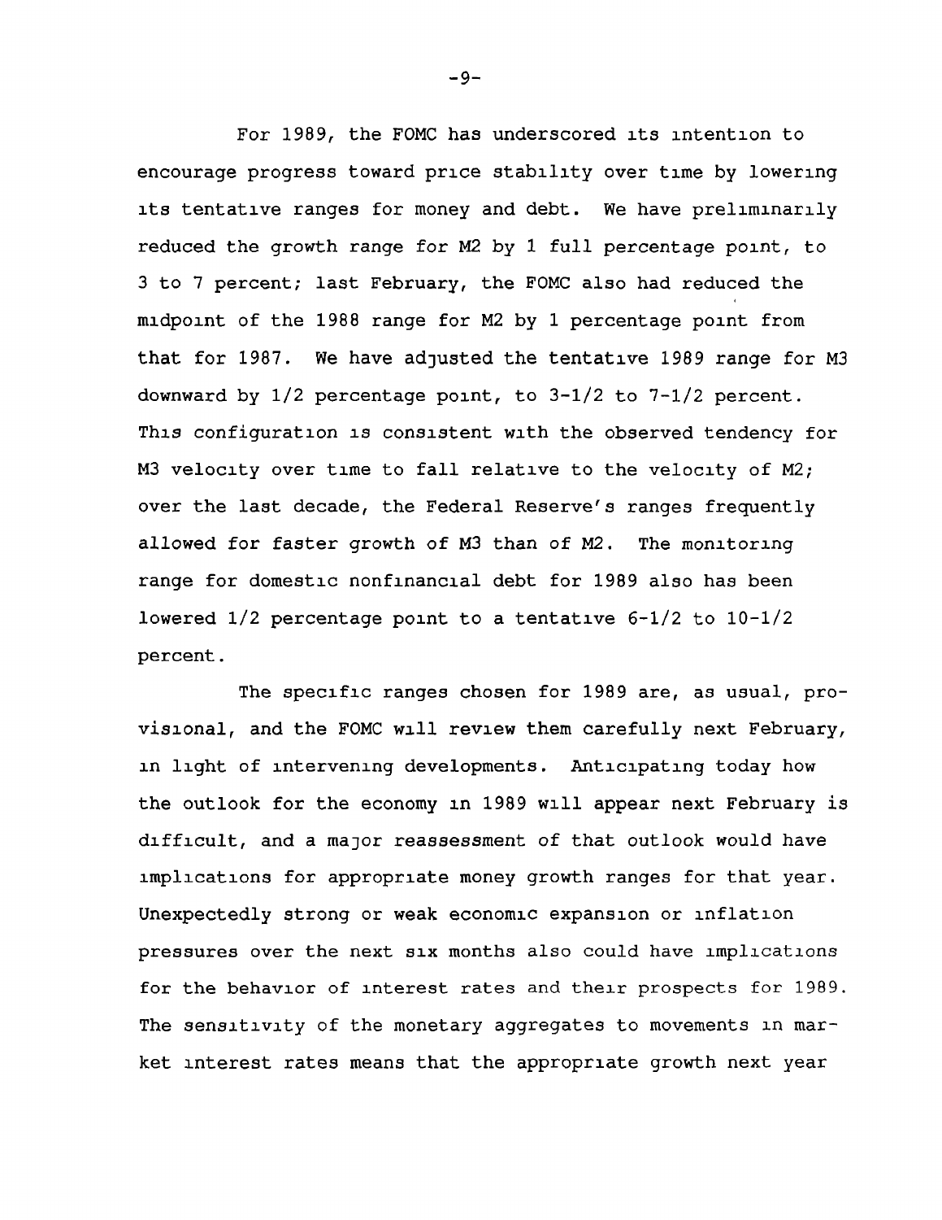For 1989, the FOMC has underscored its intention to encourage progress toward price stability over time by lowering its tentative ranges for money and debt. We have preliminarily reduced the growth range for M2 by 1 full percentage point, to 3 to 7 percent; last February, the FOMC also had reduced the midpoint of the 1988 range for M2 by 1 percentage point from that for 1987. We have adjusted the tentative 1989 range for M3 downward by 1/2 percentage point, to 3-1/2 to 7-1/2 percent. This configuration is consistent with the observed tendency for M3 velocity over time to fall relative to the velocity of M2; over the last decade, the Federal Reserve's ranges frequently allowed for faster growth of M3 than of M2. The monitoring range for domestic nonfinancial debt for 1989 also has been lowered 1/2 percentage point to a tentative 6-1/2 to 10-1/2 percent.

The specific ranges chosen for 1989 are, as usual, provisional, and the FOMC will review them carefully next February, in light of intervening developments. Anticipating today how the outlook for the economy in 1989 will appear next February is difficult, and a major reassessment of that outlook would have implications for appropriate money growth ranges for that year. Unexpectedly strong or weak economic expansion or inflation pressures over the next six months also could have implications for the behavior of interest rates and their prospects for 1989. The sensitivity of the monetary aggregates to movements in market interest rates means that the appropriate growth next year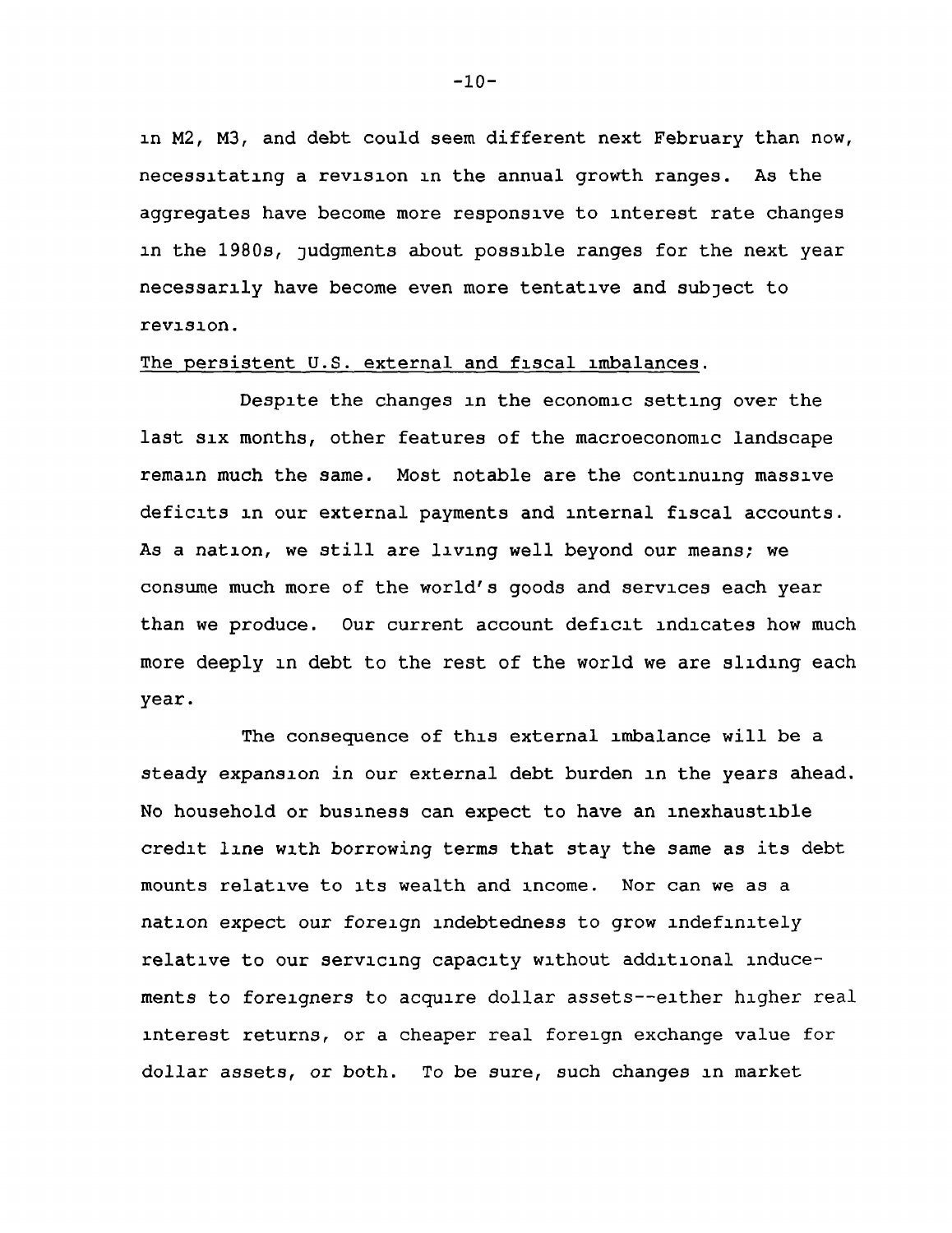in M2, M3, and debt could seem different next February than now, necessitating a revision in the annual growth ranges. As the aggregates have become more responsive to interest rate changes in the 1980s, judgments about possible ranges for the next year necessarily have become even more tentative and subject to revision.

The persistent U.S. external and fiscal imbalances.

Despite the changes in the economic setting over the last six months, other features of the macroeconomic landscape remain much the same. Most notable are the continuing massive deficits in our external payments and internal fiscal accounts. As a nation, we still are living well beyond our means; we consume much more of the world's goods and services each year than we produce. Our current account deficit indicates how much more deeply in debt to the rest of the world we are sliding each year.

The consequence of this external imbalance will be a steady expansion in our external debt burden in the years ahead. No household or business can expect to have an inexhaustible credit line with borrowing terms that stay the same as its debt mounts relative to its wealth and income. Nor can we as a nation expect our foreign indebtedness to grow indefinitely relative to our servicing capacity without additional inducements to foreigners to acquire dollar assets--either higher real interest returns, or a cheaper real foreign exchange value for dollar assets, or both. To be sure, such changes in market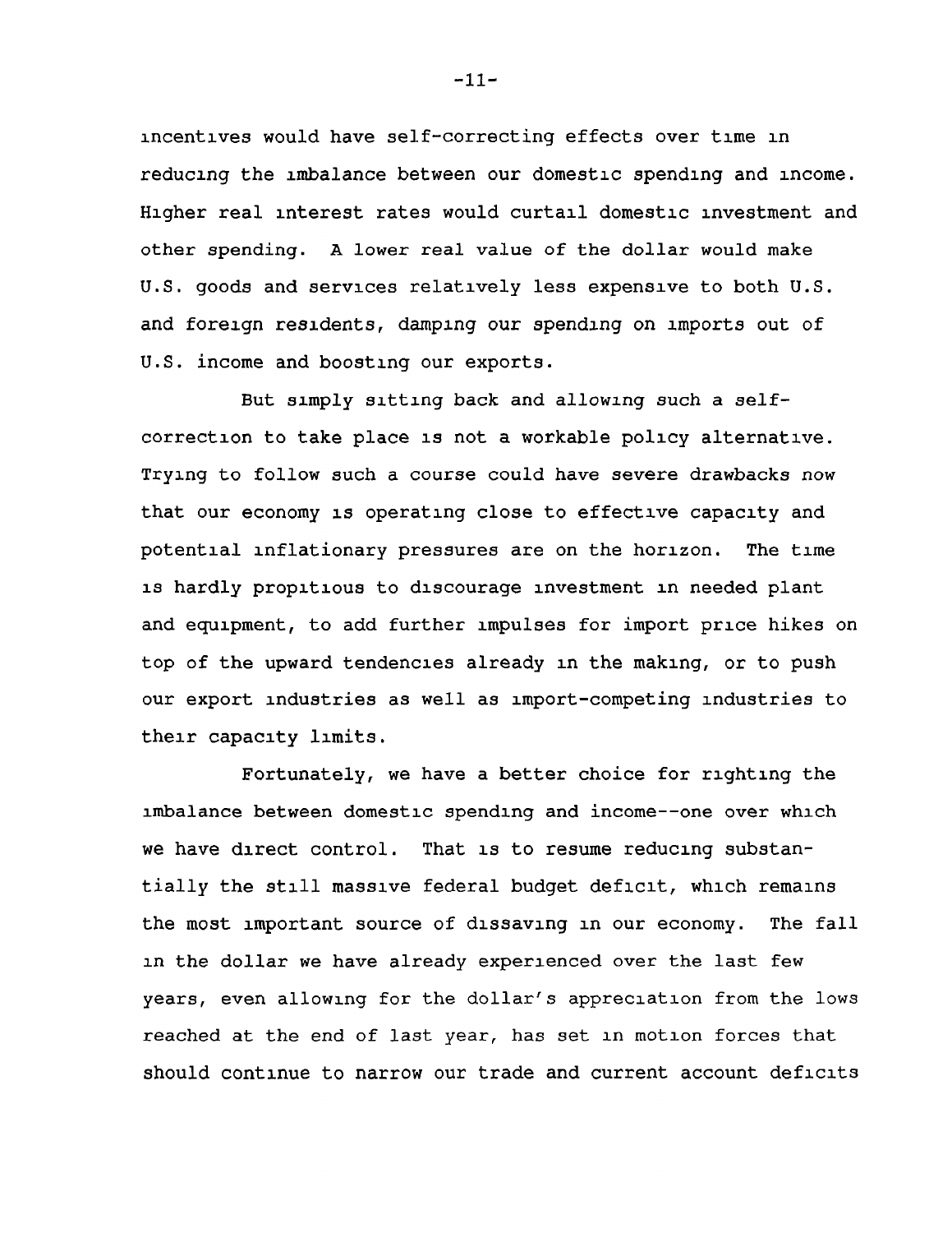incentives would have self-correcting effects over time in reducing the imbalance between our domestic spending and income. Higher real interest rates would curtail domestic investment and other spending. A lower real value of the dollar would make U.S. goods and services relatively less expensive to both U.S. and foreign residents, damping our spending on imports out of U.S. income and boosting our exports.

But simply sitting back and allowing such a self-correction to take place is not a workable policy alternative. Trying to follow such a course could have severe drawbacks now that our economy is operating close to effective capacity and potential inflationary pressures are on the horizon. The time is hardly propitious to discourage investment in needed plant and equipment, to add further impulses for import price hikes on top of the upward tendencies already in the making, or to push our export industries as well as import-competing industries to their capacity limits.

Fortunately, we have a better choice for righting the imbalance between domestic spending and income--one over which we have direct control. That is to resume reducing substantially the still massive federal budget deficit, which remains the most important source of dissaving in our economy. The fall in the dollar we have already experienced over the last few years, even allowing for the dollar's appreciation from the lows reached at the end of last year, has set in motion forces that should continue to narrow our trade and current account deficits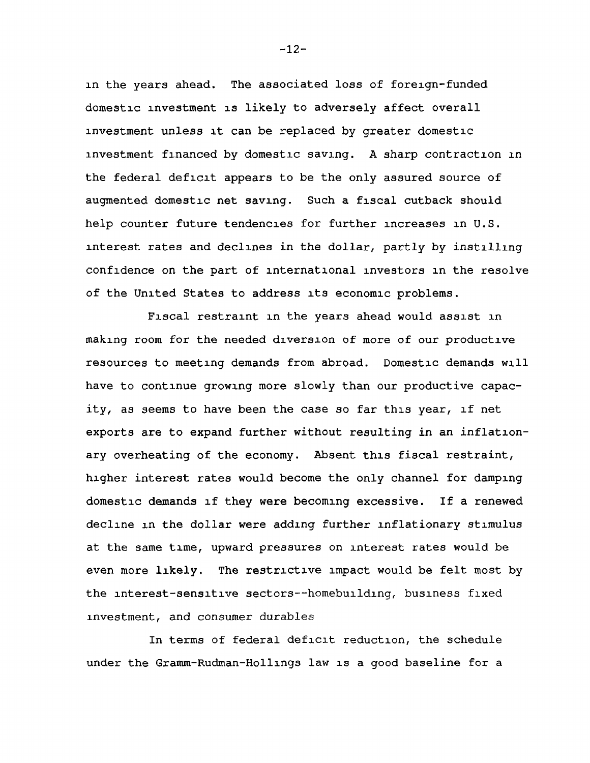in the years ahead. The associated loss of foreign-funded domestic investment is likely to adversely affect overall investment unless it can be replaced by greater domestic investment financed by domestic saving. A sharp contraction in the federal deficit appears to be the only assured source of augmented domestic net saving. Such a fiscal cutback should help counter future tendencies for further increases in U.S. interest rates and declines in the dollar, partly by instilling confidence on the part of international investors in the resolve of the United States to address its economic problems.

Fiscal restraint in the years ahead would assist in making room for the needed diversion of more of our productive resources to meeting demands from abroad. Domestic demands will have to continue growing more slowly than our productive capacity, as seems to have been the case so far this year, if net exports are to expand further without resulting in an inflationary overheating of the economy. Absent this fiscal restraint, higher interest rates would become the only channel for damping domestic demands if they were becoming excessive. If a renewed decline in the dollar were adding further inflationary stimulus at the same time, upward pressures on interest rates would be even more likely. The restrictive impact would be felt most by the interest-sensitive sectors--homebuilding, business fixed investment, and consumer durables

In terms of federal deficit reduction, the schedule under the Gramm-Rudman-Hollings law is a good baseline for a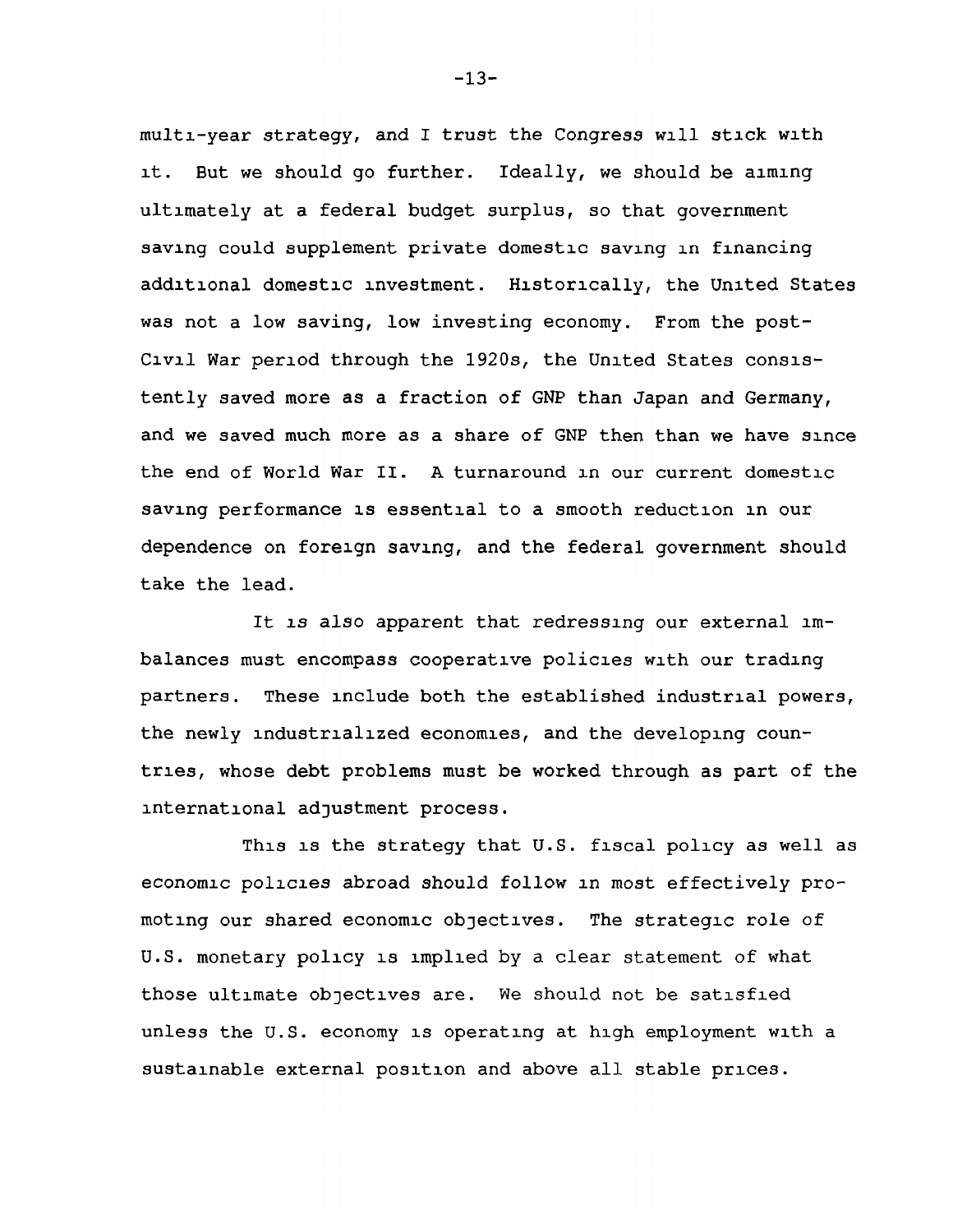multi-year strategy, and I trust the Congress will stick with it. But we should go further. Ideally, we should be aiming ultimately at a federal budget surplus, so that government saving could supplement private domestic saving in financing additional domestic investment. Historically, the United States was not a low saving, low investing economy. From the post-Civil War period through the 1920s, the United States consistently saved more as a fraction of GNP than Japan and Germany, and we saved much more as a share of GNP then than we have since the end of World War II. A turnaround in our current domestic saving performance is essential to a smooth reduction in our dependence on foreign saving, and the federal government should take the lead.

It is also apparent that redressing our external imbalances must encompass cooperative policies with our trading partners. These include both the established industrial powers, the newly industrialized economies, and the developing countries, whose debt problems must be worked through as part of the international adjustment process.

This is the strategy that U.S. fiscal policy as well as economic policies abroad should follow in most effectively promoting our shared economic objectives. The strategic role of U.S. monetary policy is implied by a clear statement of what those ultimate objectives are. We should not be satisfied unless the U.S. economy is operating at high employment with a sustainable external position and above all stable prices.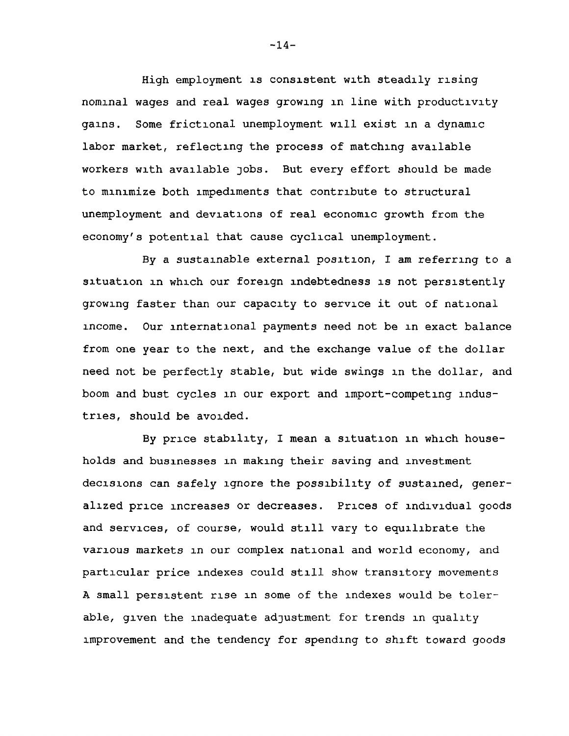High employment is consistent with steadily rising nominal wages and real wages growing in line with productivity gains. Some frictional unemployment will exist in a dynamic labor market, reflecting the process of matching available workers with available jobs. But every effort should be made to minimize both impediments that contribute to structural unemployment and deviations of real economic growth from the economy's potential that cause cyclical unemployment.

By a sustainable external position, I am referring to a situation in which our foreign indebtedness is not persistently growing faster than our capacity to service it out of national income. Our international payments need not be in exact balance from one year to the next, and the exchange value of the dollar need not be perfectly stable, but wide swings in the dollar, and boom and bust cycles in our export and import-competing industries, should be avoided.

By price stability, I mean a situation in which households and businesses in making their saving and investment decisions can safely ignore the possibility of sustained, generalized price increases or decreases. Prices of individual goods and services, of course, would still vary to equilibrate the various markets in our complex national and world economy, and particular price indexes could still show transitory movements A small persistent rise in some of the indexes would be tolerable, given the inadequate adjustment for trends in quality improvement and the tendency for spending to shift toward goods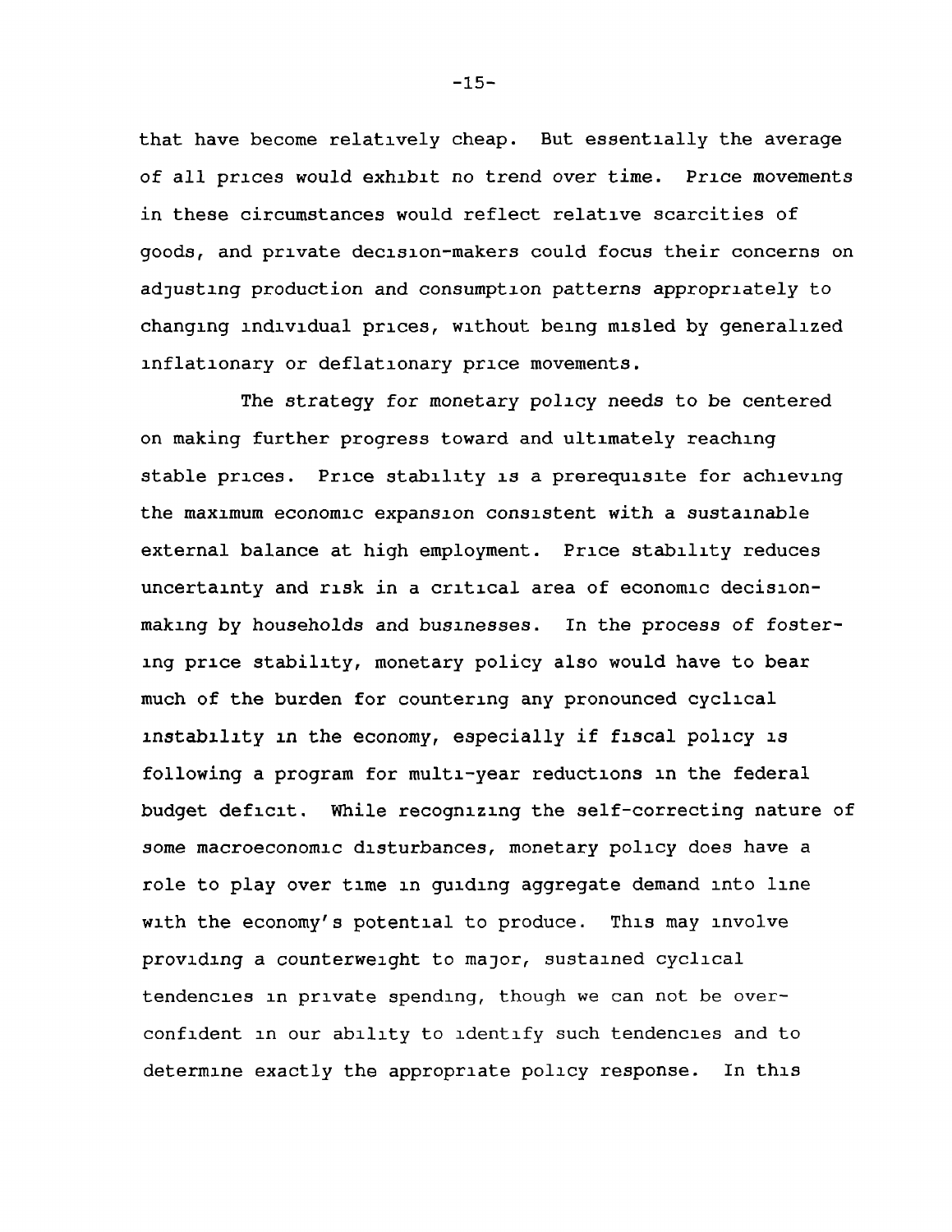that have become relatively cheap. But essentially the average of all prices would exhibit no trend over time. Price movements in these circumstances would reflect relative scarcities of goods, and private decision-makers could focus their concerns on adjusting production and consumption patterns appropriately to changing individual prices, without being misled by generalized inflationary or deflationary price movements.

The strategy for monetary policy needs to be centered on making further progress toward and ultimately reaching stable prices. Price stability is a prerequisite for achieving the maximum economic expansion consistent with a sustainable external balance at high employment. Price stability reduces uncertainty and risk in a critical area of economic decision-making by households and businesses. In the process of fostering price stability, monetary policy also would have to bear much of the burden for countering any pronounced cyclical instability in the economy, especially if fiscal policy is following a program for multi-year reductions in the federal budget deficit. While recognizing the self-correcting nature of some macroeconomic disturbances, monetary policy does have a role to play over time in guiding aggregate demand into line with the economy's potential to produce. This may involve providing a counterweight to major, sustained cyclical tendencies in private spending, though we can not be overconfident in our ability to identify such tendencies and to determine exactly the appropriate policy response. In this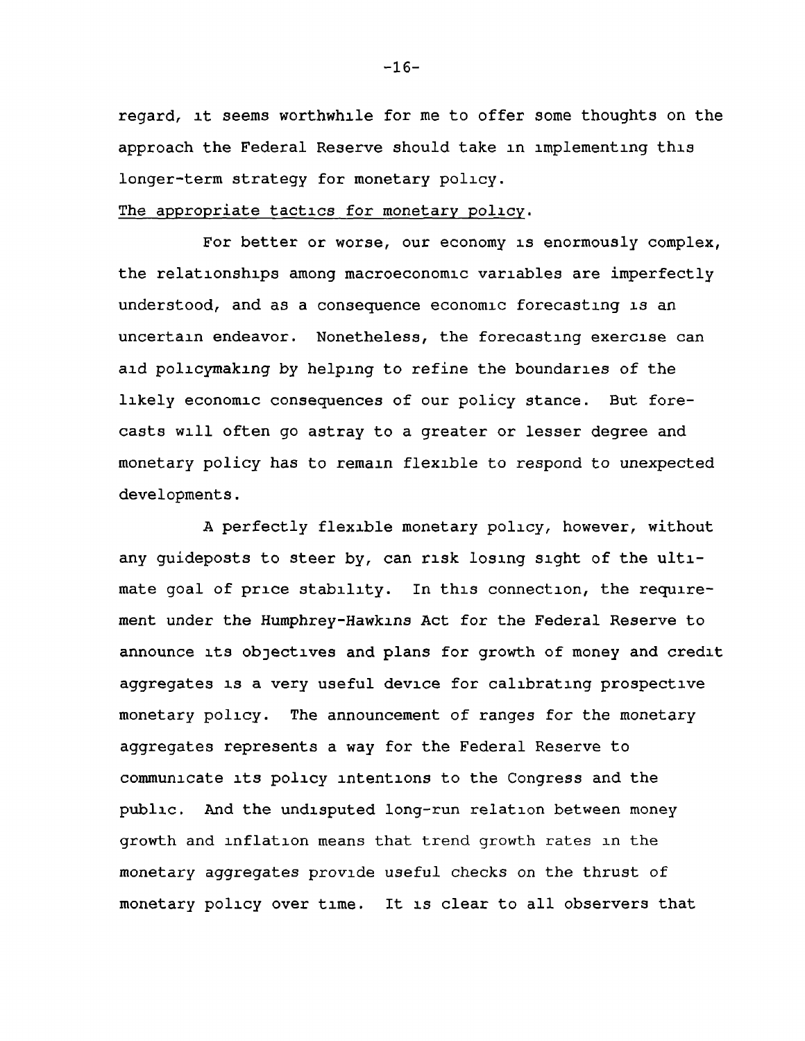regard, it seems worthwhile for me to offer some thoughts on the approach the Federal Reserve should take in implementing this longer-term strategy for monetary policy.

The appropriate tactics for monetary policy.

For better or worse, our economy is enormously complex, the relationships among macroeconomic variables are imperfectly understood, and as a consequence economic forecasting is an uncertain endeavor. Nonetheless, the forecasting exercise can aid policymaking by helping to refine the boundaries of the likely economic consequences of our policy stance. But forecasts will often go astray to a greater or lesser degree and monetary policy has to remain flexible to respond to unexpected developments.

A perfectly flexible monetary policy, however, without any guideposts to steer by, can risk losing sight of the ultimate goal of price stability. In this connection, the requirement under the Humphrey-Hawkins Act for the Federal Reserve to announce its objectives and plans for growth of money and credit aggregates is a very useful device for calibrating prospective monetary policy. The announcement of ranges for the monetary aggregates represents a way for the Federal Reserve to communicate its policy intentions to the Congress and the public. And the undisputed long-run relation between money growth and inflation means that trend growth rates in the monetary aggregates provide useful checks on the thrust of monetary policy over time. It is clear to all observers that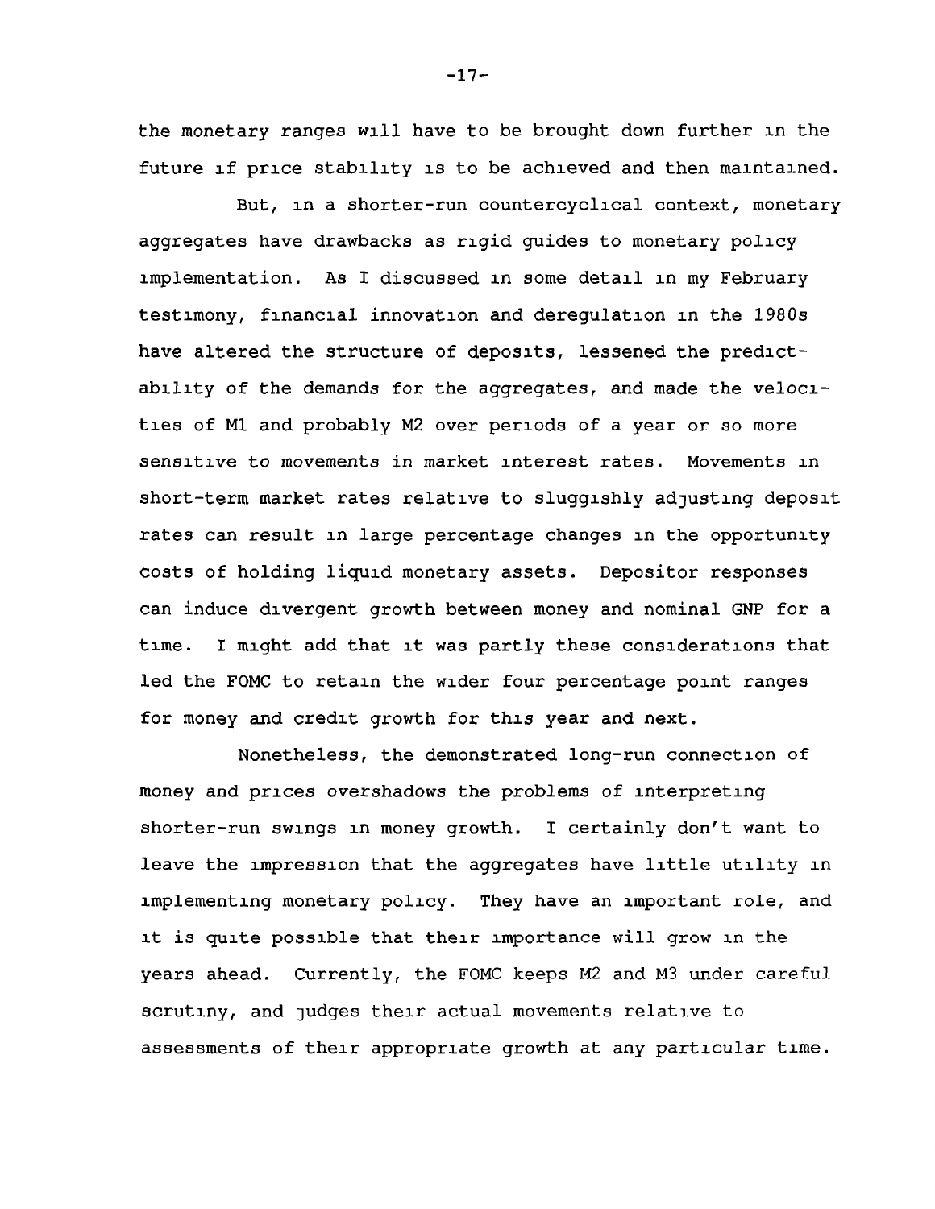the monetary ranges will have to be brought down further in the future if price stability is to be achieved and then maintained.

But, in a shorter-run countercyclical context, monetary aggregates have drawbacks as rigid guides to monetary policy implementation. As I discussed in some detail in my February testimony, financial innovation and deregulation in the 1980s have altered the structure of deposits, lessened the predictability of the demands for the aggregates, and made the velocities of M1 and probably M2 over periods of a year or so more sensitive to movements in market interest rates. Movements in short-term market rates relative to sluggishly adjusting deposit rates can result in large percentage changes in the opportunity costs of holding liquid monetary assets. Depositor responses can induce divergent growth between money and nominal GNP for a time. I might add that it was partly these considerations that led the FOMC to retain the wider four percentage point ranges for money and credit growth for this year and next.

Nonetheless, the demonstrated long-run connection of money and prices overshadows the problems of interpreting shorter-run swings in money growth. I certainly don't want to leave the impression that the aggregates have little utility in implementing monetary policy. They have an important role, and it is quite possible that their importance will grow in the years ahead. Currently, the FOMC keeps M2 and M3 under careful scrutiny, and judges their actual movements relative to assessments of their appropriate growth at any particular time.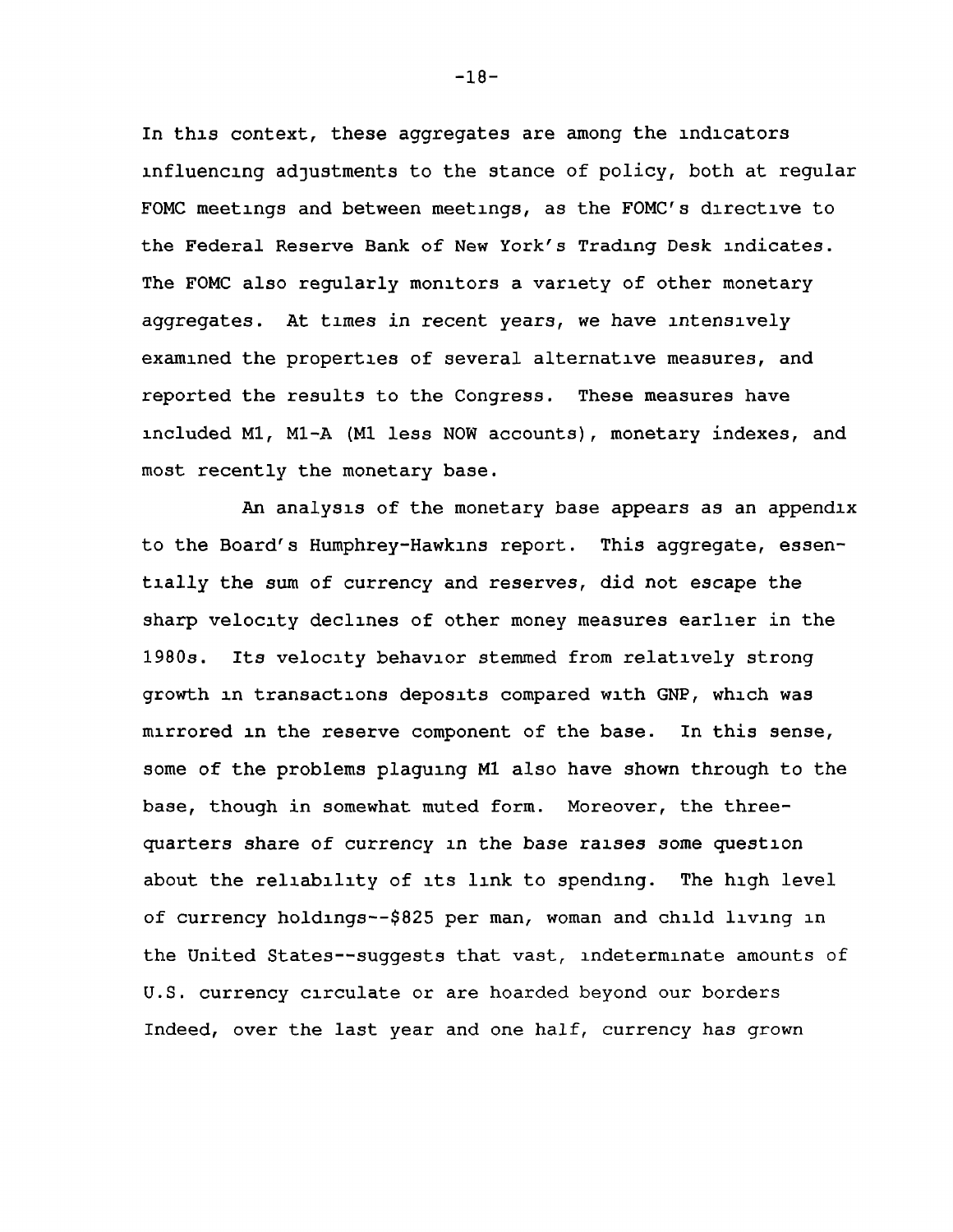In this context, these aggregates are among the indicators influencing adjustments to the stance of policy, both at regular FOMC meetings and between meetings, as the FOMC's directive to the Federal Reserve Bank of New York's Trading Desk indicates. The FOMC also regularly monitors a variety of other monetary aggregates. At times in recent years, we have intensively examined the properties of several alternative measures, and reported the results to the Congress. These measures have included M1, M1-A (M1 less NOW accounts), monetary indexes, and most recently the monetary base.

An analysis of the monetary base appears as an appendix to the Board's Humphrey-Hawkins report. This aggregate, essentially the sum of currency and reserves, did not escape the sharp velocity declines of other money measures earlier in the 1980s. Its velocity behavior stemmed from relatively strong growth in transactions deposits compared with GNP, which was mirrored in the reserve component of the base. In this sense, some of the problems plaguing M1 also have shown through to the base, though in somewhat muted form. Moreover, the three-quarters share of currency in the base raises some question about the reliability of its link to spending. The high level of currency holdings--$825 per man, woman and child living in the United States--suggests that vast, indeterminate amounts of U.S. currency circulate or are hoarded beyond our borders Indeed, over the last year and one half, currency has grown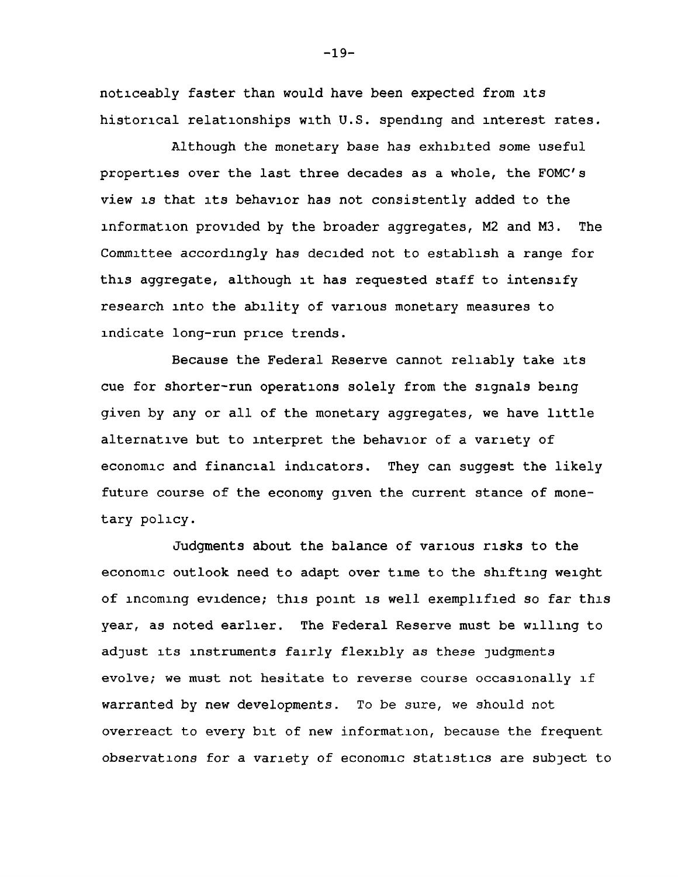noticeably faster than would have been expected from its historical relationships with U.S. spending and interest rates.

Although the monetary base has exhibited some useful properties over the last three decades as a whole, the FOMC's view is that its behavior has not consistently added to the information provided by the broader aggregates, M2 and M3. The Committee accordingly has decided not to establish a range for this aggregate, although it has requested staff to intensify research into the ability of various monetary measures to indicate long-run price trends.

Because the Federal Reserve cannot reliably take its cue for shorter-run operations solely from the signals being given by any or all of the monetary aggregates, we have little alternative but to interpret the behavior of a variety of economic and financial indicators. They can suggest the likely future course of the economy given the current stance of monetary policy.

Judgments about the balance of various risks to the economic outlook need to adapt over time to the shifting weight of incoming evidence; this point is well exemplified so far this year, as noted earlier. The Federal Reserve must be willing to adjust its instruments fairly flexibly as these judgments evolve; we must not hesitate to reverse course occasionally if warranted by new developments. To be sure, we should not overreact to every bit of new information, because the frequent observations for a variety of economic statistics are subject to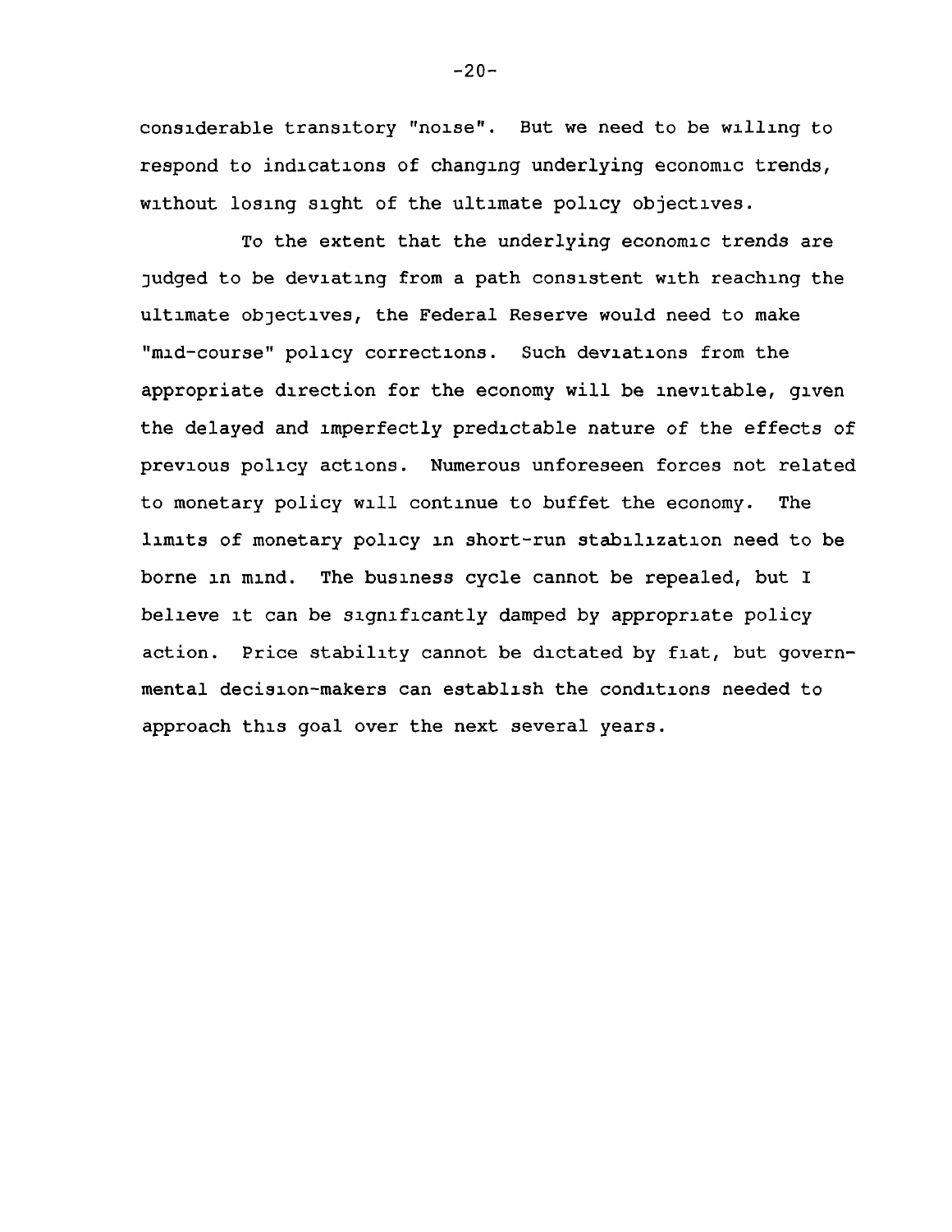considerable transitory "noise". But we need to be willing to respond to indications of changing underlying economic trends, without losing sight of the ultimate policy objectives.

To the extent that the underlying economic trends are judged to be deviating from a path consistent with reaching the ultimate objectives, the Federal Reserve would need to make "mid-course" policy corrections. Such deviations from the appropriate direction for the economy will be inevitable, given the delayed and imperfectly predictable nature of the effects of previous policy actions. Numerous unforeseen forces not related to monetary policy will continue to buffet the economy. The limits of monetary policy in short-run stabilization need to be borne in mind. The business cycle cannot be repealed, but I believe it can be significantly damped by appropriate policy action. Price stability cannot be dictated by fiat, but governmental decision-makers can establish the conditions needed to approach this goal over the next several years.